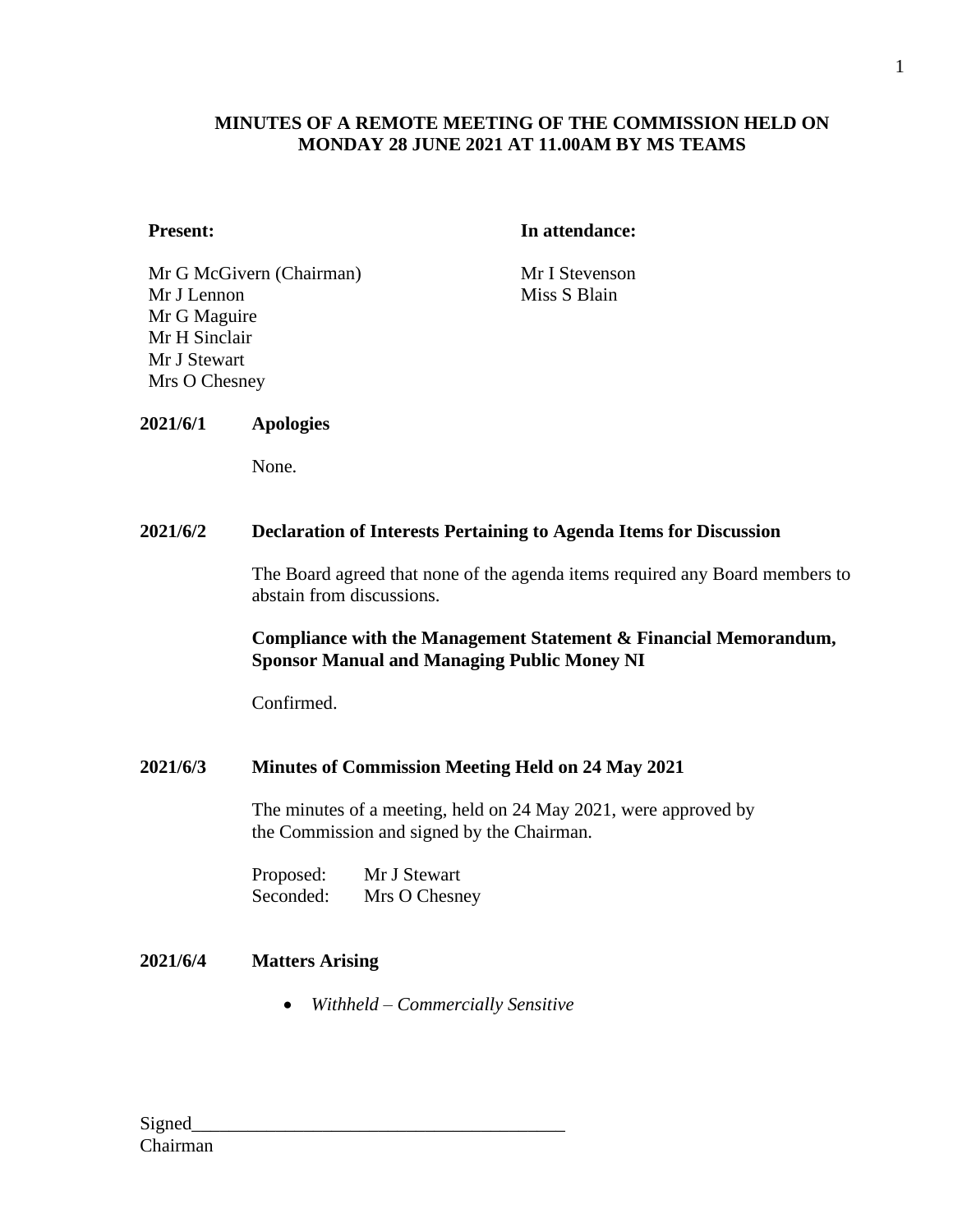**MINUTES OF A REMOTE MEETING OF THE COMMISSION HELD ON MONDAY 28 JUNE 2021 AT 11.00AM BY MS TEAMS**

| **Present:** | **In attendance:** |
|---|---|
| Mr G McGivern (Chairman) | Mr I Stevenson |
| Mr J Lennon | Miss S Blain |
| Mr G Maguire | |
| Mr H Sinclair | |
| Mr J Stewart | |
| Mrs O Chesney | |

**2021/6/1 Apologies**

None.

**2021/6/2 Declaration of Interests Pertaining to Agenda Items for Discussion**

The Board agreed that none of the agenda items required any Board members to abstain from discussions.

**Compliance with the Management Statement & Financial Memorandum, Sponsor Manual and Managing Public Money NI**

Confirmed.

**2021/6/3 Minutes of Commission Meeting Held on 24 May 2021**

The minutes of a meeting, held on 24 May 2021, were approved by the Commission and signed by the Chairman.

Proposed: Mr J Stewart
Seconded: Mrs O Chesney

**2021/6/4 Matters Arising**

- *Withheld – Commercially Sensitive*

Signed\_\_\_\_\_\_\_\_\_\_\_\_\_\_\_\_\_\_\_\_\_\_\_\_\_\_\_\_\_\_\_\_\_\_\_\_\_\_\_\_
Chairman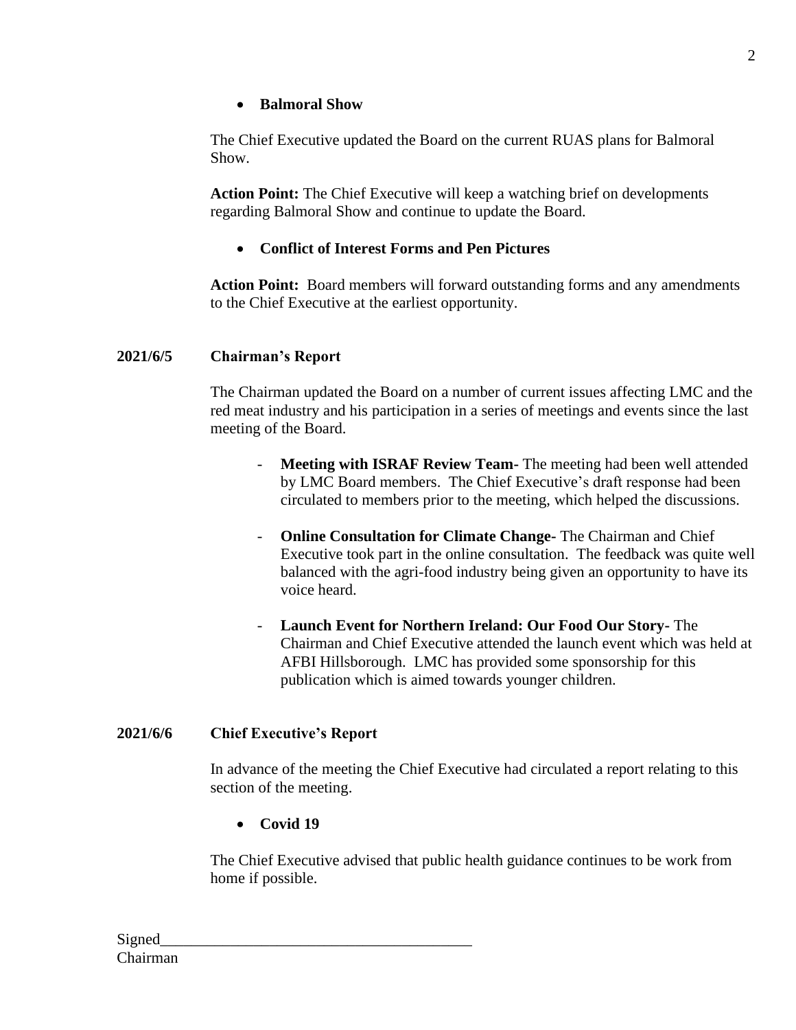- **Balmoral Show**

The Chief Executive updated the Board on the current RUAS plans for Balmoral Show.

**Action Point:** The Chief Executive will keep a watching brief on developments regarding Balmoral Show and continue to update the Board.

- **Conflict of Interest Forms and Pen Pictures**

**Action Point:** Board members will forward outstanding forms and any amendments to the Chief Executive at the earliest opportunity.

**2021/6/5 Chairman's Report**

The Chairman updated the Board on a number of current issues affecting LMC and the red meat industry and his participation in a series of meetings and events since the last meeting of the Board.

- **Meeting with ISRAF Review Team-** The meeting had been well attended by LMC Board members. The Chief Executive's draft response had been circulated to members prior to the meeting, which helped the discussions.

- **Online Consultation for Climate Change-** The Chairman and Chief Executive took part in the online consultation. The feedback was quite well balanced with the agri-food industry being given an opportunity to have its voice heard.

- **Launch Event for Northern Ireland: Our Food Our Story-** The Chairman and Chief Executive attended the launch event which was held at AFBI Hillsborough. LMC has provided some sponsorship for this publication which is aimed towards younger children.

**2021/6/6 Chief Executive's Report**

In advance of the meeting the Chief Executive had circulated a report relating to this section of the meeting.

- **Covid 19**

The Chief Executive advised that public health guidance continues to be work from home if possible.

Signed________________________________________
Chairman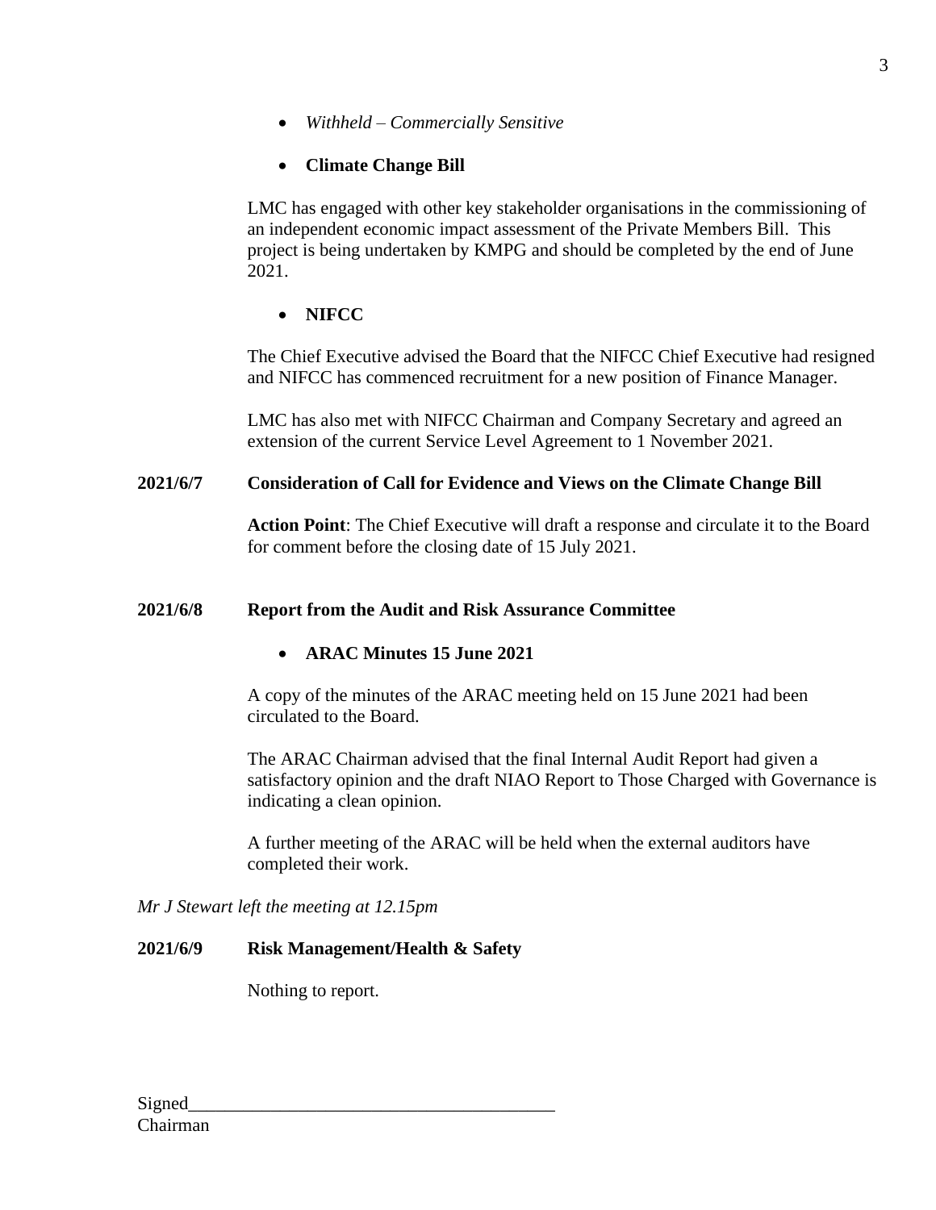- *Withheld – Commercially Sensitive*

- **Climate Change Bill**

LMC has engaged with other key stakeholder organisations in the commissioning of an independent economic impact assessment of the Private Members Bill. This project is being undertaken by KMPG and should be completed by the end of June 2021.

- **NIFCC**

The Chief Executive advised the Board that the NIFCC Chief Executive had resigned and NIFCC has commenced recruitment for a new position of Finance Manager.

LMC has also met with NIFCC Chairman and Company Secretary and agreed an extension of the current Service Level Agreement to 1 November 2021.

**2021/6/7 Consideration of Call for Evidence and Views on the Climate Change Bill**

**Action Point**: The Chief Executive will draft a response and circulate it to the Board for comment before the closing date of 15 July 2021.

**2021/6/8 Report from the Audit and Risk Assurance Committee**

- **ARAC Minutes 15 June 2021**

A copy of the minutes of the ARAC meeting held on 15 June 2021 had been circulated to the Board.

The ARAC Chairman advised that the final Internal Audit Report had given a satisfactory opinion and the draft NIAO Report to Those Charged with Governance is indicating a clean opinion.

A further meeting of the ARAC will be held when the external auditors have completed their work.

*Mr J Stewart left the meeting at 12.15pm*

**2021/6/9 Risk Management/Health & Safety**

Nothing to report.

Signed_______________________________________
Chairman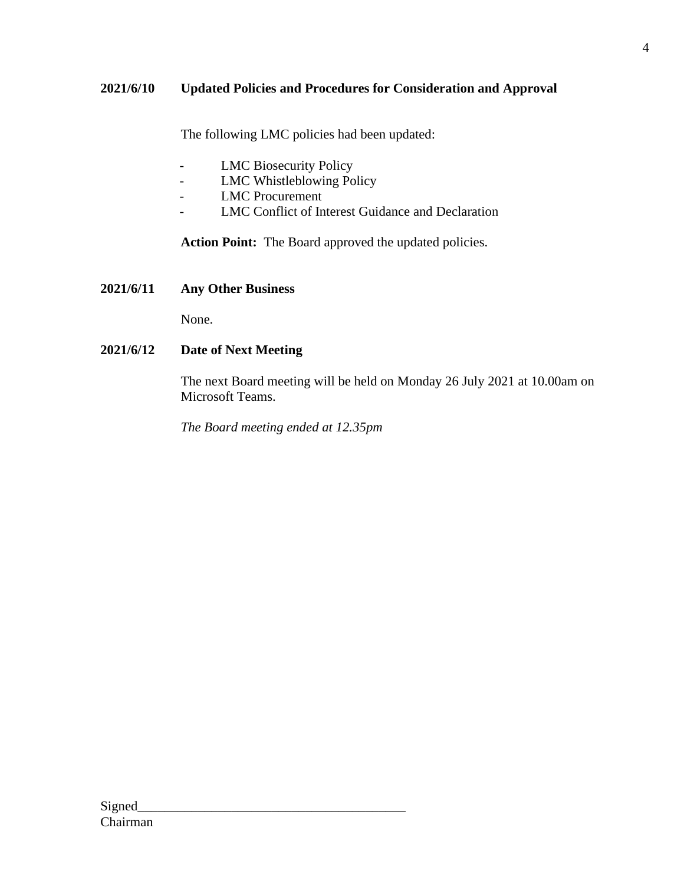**2021/6/10 Updated Policies and Procedures for Consideration and Approval**

The following LMC policies had been updated:

- LMC Biosecurity Policy
- LMC Whistleblowing Policy
- LMC Procurement
- LMC Conflict of Interest Guidance and Declaration

**Action Point:** The Board approved the updated policies.

**2021/6/11 Any Other Business**

None.

**2021/6/12 Date of Next Meeting**

The next Board meeting will be held on Monday 26 July 2021 at 10.00am on Microsoft Teams.

*The Board meeting ended at 12.35pm*

Signed_______________________________________
Chairman